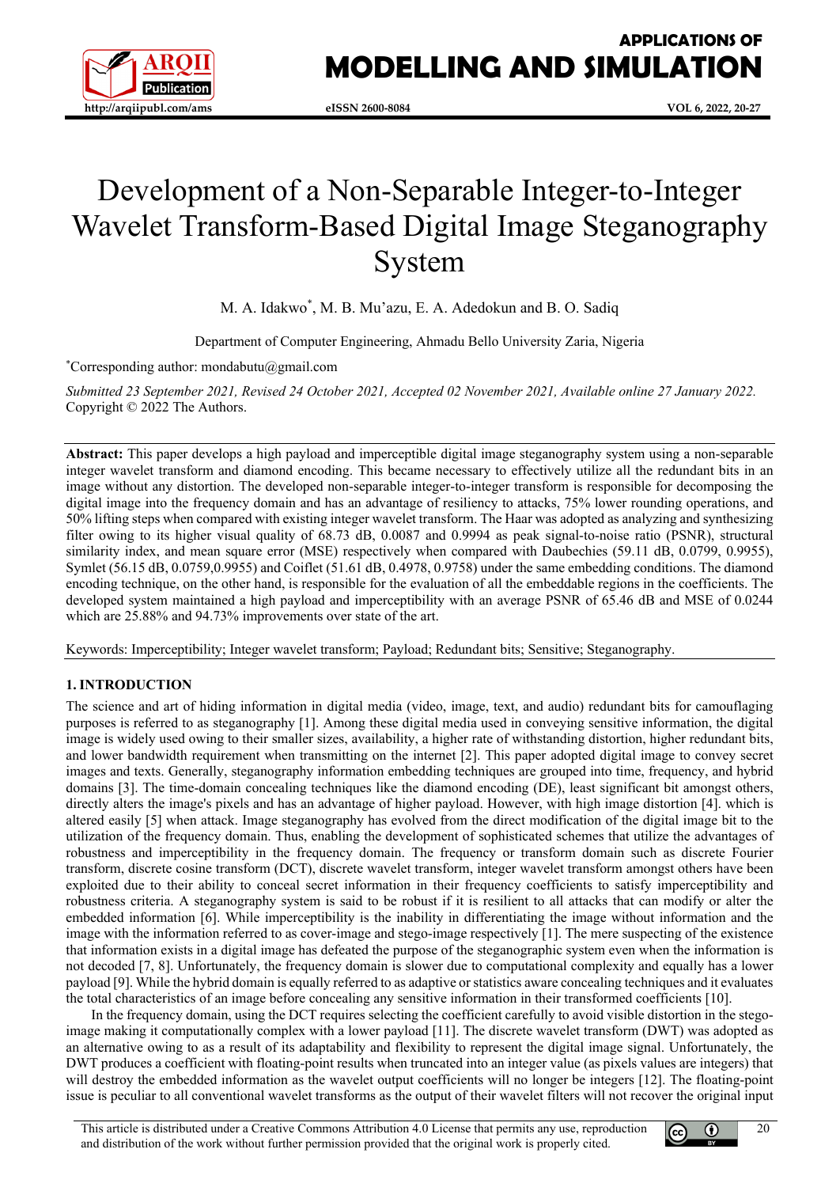# Development of a Non-Separable Integer-to-Integer Wavelet Transform-Based Digital Image Steganography System

M. A. Idakwo*, M. B. Mu'azu, E. A. Adedokun and B. O. Sadiq

Department of Computer Engineering, Ahmadu Bello University Zaria, Nigeria

*Corresponding author: mondabutu@gmail.com

*Submitted 23 September 2021, Revised 24 October 2021, Accepted 02 November 2021, Available online 27 January 2022.*
Copyright © 2022 The Authors.

**Abstract:** This paper develops a high payload and imperceptible digital image steganography system using a non-separable integer wavelet transform and diamond encoding. This became necessary to effectively utilize all the redundant bits in an image without any distortion. The developed non-separable integer-to-integer transform is responsible for decomposing the digital image into the frequency domain and has an advantage of resiliency to attacks, 75% lower rounding operations, and 50% lifting steps when compared with existing integer wavelet transform. The Haar was adopted as analyzing and synthesizing filter owing to its higher visual quality of 68.73 dB, 0.0087 and 0.9994 as peak signal-to-noise ratio (PSNR), structural similarity index, and mean square error (MSE) respectively when compared with Daubechies (59.11 dB, 0.0799, 0.9955), Symlet (56.15 dB, 0.0759,0.9955) and Coiflet (51.61 dB, 0.4978, 0.9758) under the same embedding conditions. The diamond encoding technique, on the other hand, is responsible for the evaluation of all the embeddable regions in the coefficients. The developed system maintained a high payload and imperceptibility with an average PSNR of 65.46 dB and MSE of 0.0244 which are 25.88% and 94.73% improvements over state of the art.

Keywords: Imperceptibility; Integer wavelet transform; Payload; Redundant bits; Sensitive; Steganography.

## 1. INTRODUCTION

The science and art of hiding information in digital media (video, image, text, and audio) redundant bits for camouflaging purposes is referred to as steganography [1]. Among these digital media used in conveying sensitive information, the digital image is widely used owing to their smaller sizes, availability, a higher rate of withstanding distortion, higher redundant bits, and lower bandwidth requirement when transmitting on the internet [2]. This paper adopted digital image to convey secret images and texts. Generally, steganography information embedding techniques are grouped into time, frequency, and hybrid domains [3]. The time-domain concealing techniques like the diamond encoding (DE), least significant bit amongst others, directly alters the image's pixels and has an advantage of higher payload. However, with high image distortion [4]. which is altered easily [5] when attack. Image steganography has evolved from the direct modification of the digital image bit to the utilization of the frequency domain. Thus, enabling the development of sophisticated schemes that utilize the advantages of robustness and imperceptibility in the frequency domain. The frequency or transform domain such as discrete Fourier transform, discrete cosine transform (DCT), discrete wavelet transform, integer wavelet transform amongst others have been exploited due to their ability to conceal secret information in their frequency coefficients to satisfy imperceptibility and robustness criteria. A steganography system is said to be robust if it is resilient to all attacks that can modify or alter the embedded information [6]. While imperceptibility is the inability in differentiating the image without information and the image with the information referred to as cover-image and stego-image respectively [1]. The mere suspecting of the existence that information exists in a digital image has defeated the purpose of the steganographic system even when the information is not decoded [7, 8]. Unfortunately, the frequency domain is slower due to computational complexity and equally has a lower payload [9]. While the hybrid domain is equally referred to as adaptive or statistics aware concealing techniques and it evaluates the total characteristics of an image before concealing any sensitive information in their transformed coefficients [10].

In the frequency domain, using the DCT requires selecting the coefficient carefully to avoid visible distortion in the stego-image making it computationally complex with a lower payload [11]. The discrete wavelet transform (DWT) was adopted as an alternative owing to as a result of its adaptability and flexibility to represent the digital image signal. Unfortunately, the DWT produces a coefficient with floating-point results when truncated into an integer value (as pixels values are integers) that will destroy the embedded information as the wavelet output coefficients will no longer be integers [12]. The floating-point issue is peculiar to all conventional wavelet transforms as the output of their wavelet filters will not recover the original input

This article is distributed under a Creative Commons Attribution 4.0 License that permits any use, reproduction and distribution of the work without further permission provided that the original work is properly cited.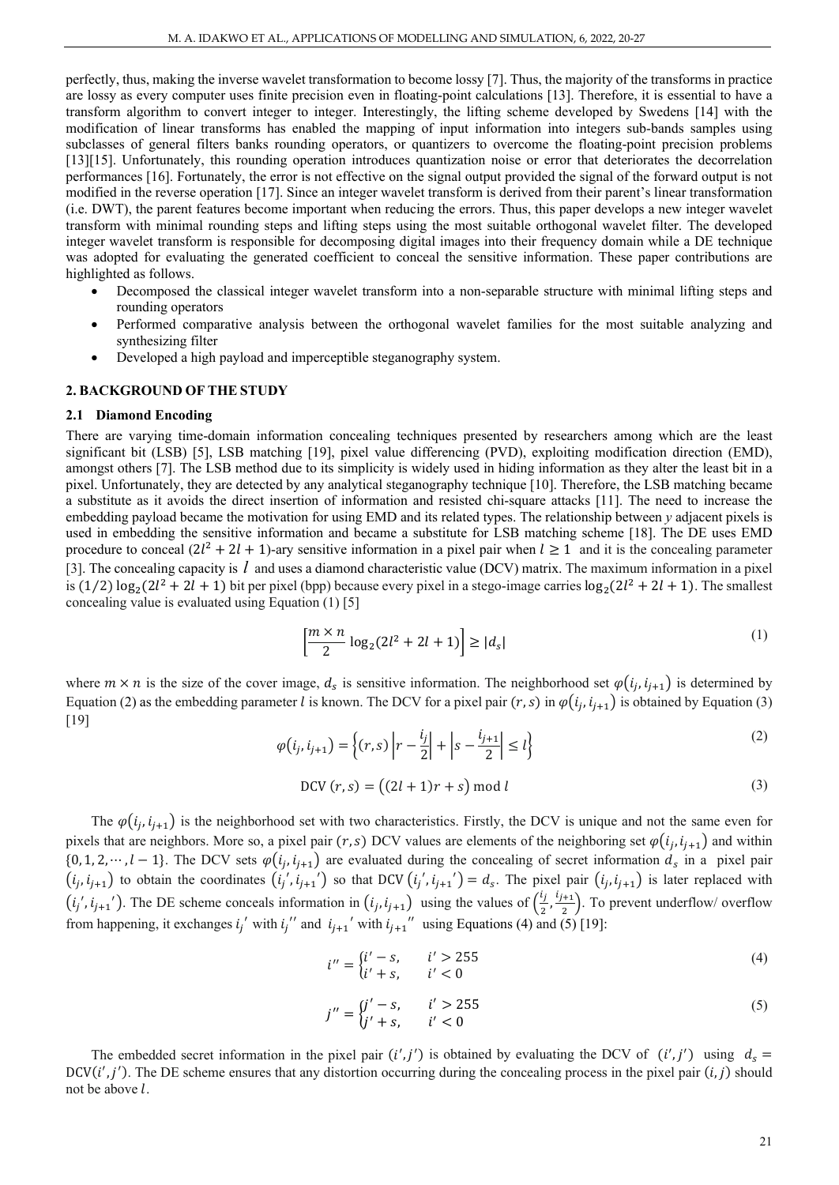perfectly, thus, making the inverse wavelet transformation to become lossy [7]. Thus, the majority of the transforms in practice are lossy as every computer uses finite precision even in floating-point calculations [13]. Therefore, it is essential to have a transform algorithm to convert integer to integer. Interestingly, the lifting scheme developed by Swedens [14] with the modification of linear transforms has enabled the mapping of input information into integers sub-bands samples using subclasses of general filters banks rounding operators, or quantizers to overcome the floating-point precision problems [13][15]. Unfortunately, this rounding operation introduces quantization noise or error that deteriorates the decorrelation performances [16]. Fortunately, the error is not effective on the signal output provided the signal of the forward output is not modified in the reverse operation [17]. Since an integer wavelet transform is derived from their parent's linear transformation (i.e. DWT), the parent features become important when reducing the errors. Thus, this paper develops a new integer wavelet transform with minimal rounding steps and lifting steps using the most suitable orthogonal wavelet filter. The developed integer wavelet transform is responsible for decomposing digital images into their frequency domain while a DE technique was adopted for evaluating the generated coefficient to conceal the sensitive information. These paper contributions are highlighted as follows.

- Decomposed the classical integer wavelet transform into a non-separable structure with minimal lifting steps and rounding operators
- Performed comparative analysis between the orthogonal wavelet families for the most suitable analyzing and synthesizing filter
- Developed a high payload and imperceptible steganography system.

## 2. BACKGROUND OF THE STUDY

### 2.1 Diamond Encoding

There are varying time-domain information concealing techniques presented by researchers among which are the least significant bit (LSB) [5], LSB matching [19], pixel value differencing (PVD), exploiting modification direction (EMD), amongst others [7]. The LSB method due to its simplicity is widely used in hiding information as they alter the least bit in a pixel. Unfortunately, they are detected by any analytical steganography technique [10]. Therefore, the LSB matching became a substitute as it avoids the direct insertion of information and resisted chi-square attacks [11]. The need to increase the embedding payload became the motivation for using EMD and its related types. The relationship between $y$ adjacent pixels is used in embedding the sensitive information and became a substitute for LSB matching scheme [18]. The DE uses EMD procedure to conceal $(2l^2 + 2l + 1)$-ary sensitive information in a pixel pair when $l \geq 1$ and it is the concealing parameter [3]. The concealing capacity is $l$ and uses a diamond characteristic value (DCV) matrix. The maximum information in a pixel is $(1/2)\log_2(2l^2 + 2l + 1)$ bit per pixel (bpp) because every pixel in a stego-image carries $\log_2(2l^2 + 2l + 1)$. The smallest concealing value is evaluated using Equation (1) [5]

$$\left\lceil \frac{m \times n}{2} \log_2(2l^2 + 2l + 1) \right\rceil \geq |d_s| \tag{1}$$

where $m \times n$ is the size of the cover image, $d_s$ is sensitive information. The neighborhood set $\varphi(i_j, i_{j+1})$ is determined by Equation (2) as the embedding parameter $l$ is known. The DCV for a pixel pair $(r, s)$ in $\varphi(i_j, i_{j+1})$ is obtained by Equation (3) [19]

$$\varphi(i_j, i_{j+1}) = \left\{ (r, s) \left| r - \frac{i_j}{2} \right| + \left| s - \frac{i_{j+1}}{2} \right| \leq l \right\} \tag{2}$$

$$\text{DCV}\,(r, s) = \left((2l + 1)r + s\right) \bmod l \tag{3}$$

The $\varphi(i_j, i_{j+1})$ is the neighborhood set with two characteristics. Firstly, the DCV is unique and not the same even for pixels that are neighbors. More so, a pixel pair $(r, s)$ DCV values are elements of the neighboring set $\varphi(i_j, i_{j+1})$ and within $\{0, 1, 2, \cdots, l - 1\}$. The DCV sets $\varphi(i_j, i_{j+1})$ are evaluated during the concealing of secret information $d_s$ in a pixel pair $(i_j, i_{j+1})$ to obtain the coordinates $(i_j', i_{j+1}')$ so that $\text{DCV}(i_j', i_{j+1}') = d_s$. The pixel pair $(i_j, i_{j+1})$ is later replaced with $(i_j', i_{j+1}')$. The DE scheme conceals information in $(i_j, i_{j+1})$ using the values of $\left(\frac{i_j}{2}, \frac{i_{j+1}}{2}\right)$. To prevent underflow/ overflow from happening, it exchanges $i_j'$ with $i_j''$ and $i_{j+1}'$ with $i_{j+1}''$ using Equations (4) and (5) [19]:

$$i'' = \begin{cases} i' - s, & i' > 255 \\ i' + s, & i' < 0 \end{cases} \tag{4}$$

$$j'' = \begin{cases} j' - s, & i' > 255 \\ j' + s, & i' < 0 \end{cases} \tag{5}$$

The embedded secret information in the pixel pair $(i', j')$ is obtained by evaluating the DCV of $(i', j')$ using $d_s = \text{DCV}(i', j')$. The DE scheme ensures that any distortion occurring during the concealing process in the pixel pair $(i, j)$ should not be above $l$.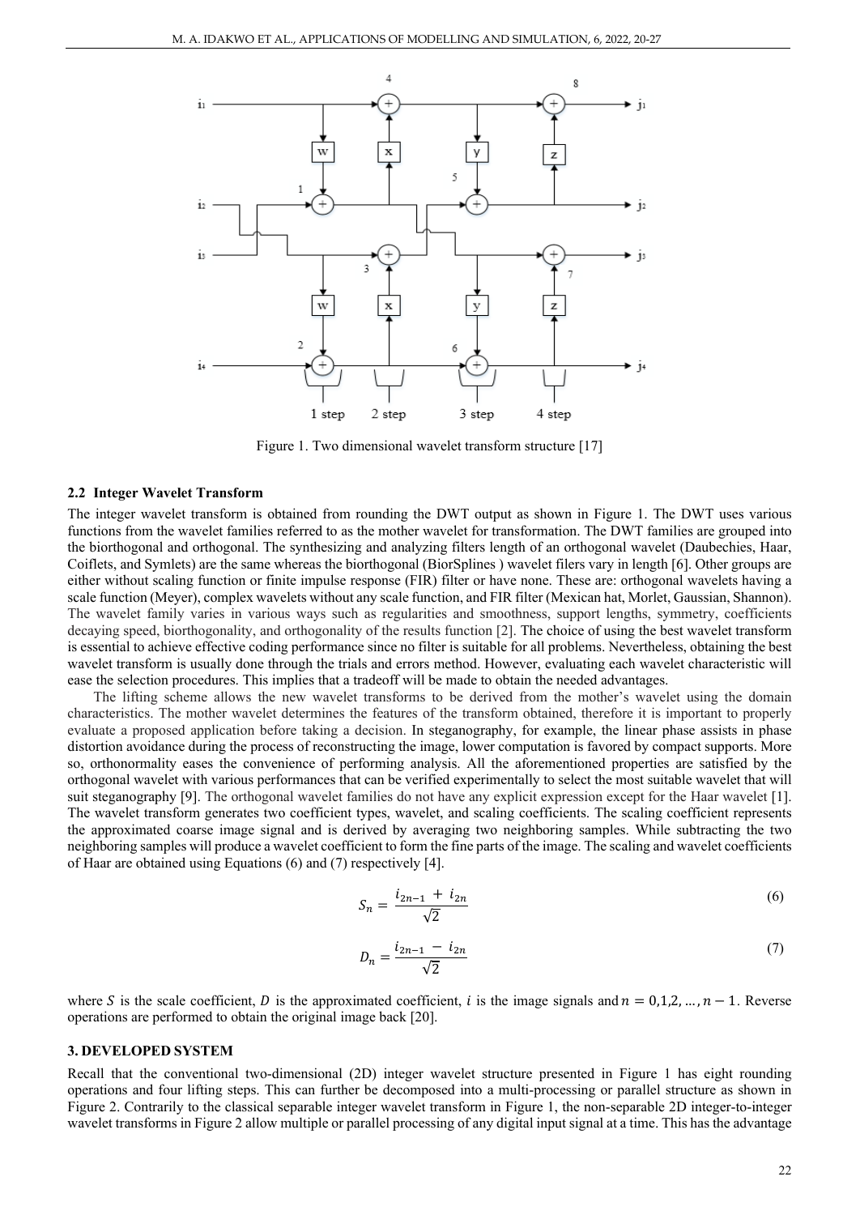Figure 1. Two dimensional wavelet transform structure [17]

### 2.2 Integer Wavelet Transform

The integer wavelet transform is obtained from rounding the DWT output as shown in Figure 1. The DWT uses various functions from the wavelet families referred to as the mother wavelet for transformation. The DWT families are grouped into the biorthogonal and orthogonal. The synthesizing and analyzing filters length of an orthogonal wavelet (Daubechies, Haar, Coiflets, and Symlets) are the same whereas the biorthogonal (BiorSplines ) wavelet filers vary in length [6]. Other groups are either without scaling function or finite impulse response (FIR) filter or have none. These are: orthogonal wavelets having a scale function (Meyer), complex wavelets without any scale function, and FIR filter (Mexican hat, Morlet, Gaussian, Shannon). The wavelet family varies in various ways such as regularities and smoothness, support lengths, symmetry, coefficients decaying speed, biorthogonality, and orthogonality of the results function [2]. The choice of using the best wavelet transform is essential to achieve effective coding performance since no filter is suitable for all problems. Nevertheless, obtaining the best wavelet transform is usually done through the trials and errors method. However, evaluating each wavelet characteristic will ease the selection procedures. This implies that a tradeoff will be made to obtain the needed advantages.

The lifting scheme allows the new wavelet transforms to be derived from the mother's wavelet using the domain characteristics. The mother wavelet determines the features of the transform obtained, therefore it is important to properly evaluate a proposed application before taking a decision. In steganography, for example, the linear phase assists in phase distortion avoidance during the process of reconstructing the image, lower computation is favored by compact supports. More so, orthonormality eases the convenience of performing analysis. All the aforementioned properties are satisfied by the orthogonal wavelet with various performances that can be verified experimentally to select the most suitable wavelet that will suit steganography [9]. The orthogonal wavelet families do not have any explicit expression except for the Haar wavelet [1]. The wavelet transform generates two coefficient types, wavelet, and scaling coefficients. The scaling coefficient represents the approximated coarse image signal and is derived by averaging two neighboring samples. While subtracting the two neighboring samples will produce a wavelet coefficient to form the fine parts of the image. The scaling and wavelet coefficients of Haar are obtained using Equations (6) and (7) respectively [4].

$$S_n = \frac{i_{2n-1} + i_{2n}}{\sqrt{2}} \tag{6}$$

$$D_n = \frac{i_{2n-1} - i_{2n}}{\sqrt{2}} \tag{7}$$

where $S$ is the scale coefficient, $D$ is the approximated coefficient, $i$ is the image signals and $n = 0,1,2,\dots,n-1$. Reverse operations are performed to obtain the original image back [20].

## 3. DEVELOPED SYSTEM

Recall that the conventional two-dimensional (2D) integer wavelet structure presented in Figure 1 has eight rounding operations and four lifting steps. This can further be decomposed into a multi-processing or parallel structure as shown in Figure 2. Contrarily to the classical separable integer wavelet transform in Figure 1, the non-separable 2D integer-to-integer wavelet transforms in Figure 2 allow multiple or parallel processing of any digital input signal at a time. This has the advantage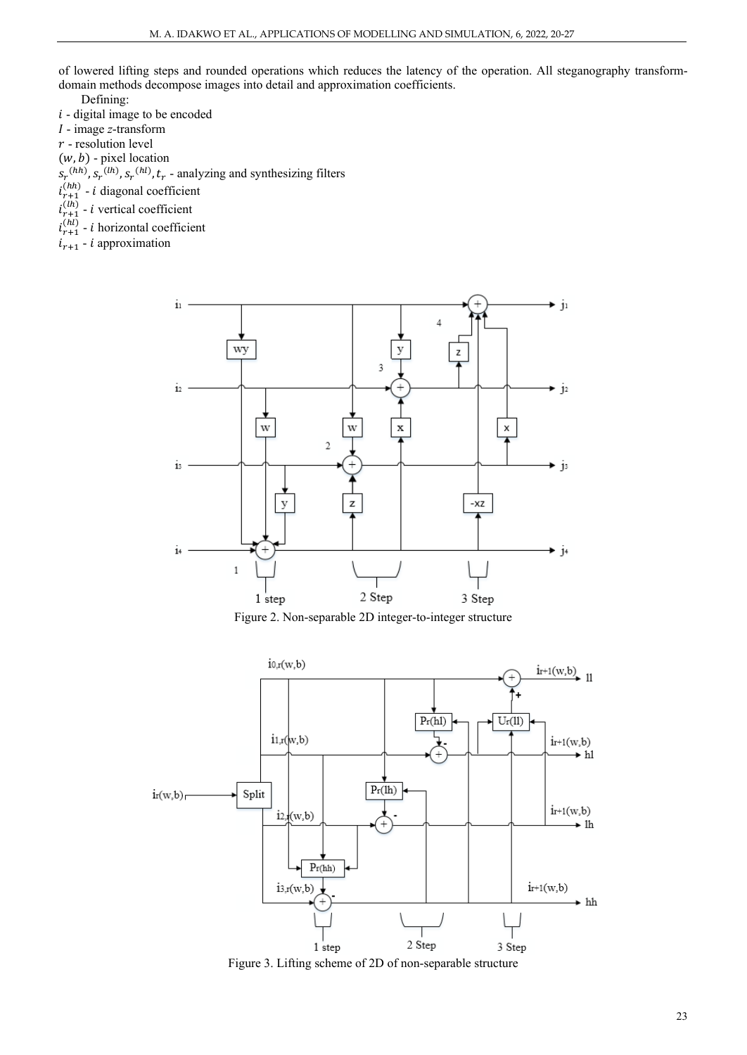of lowered lifting steps and rounded operations which reduces the latency of the operation. All steganography transform-domain methods decompose images into detail and approximation coefficients.

Defining:

$i$ - digital image to be encoded

$I$ - image $z$-transform

$r$ - resolution level

$(w, b)$ - pixel location

$s_r^{(hh)}, s_r^{(lh)}, s_r^{(hl)}, t_r$ - analyzing and synthesizing filters

$i_{r+1}^{(hh)}$ - $i$ diagonal coefficient

$i_{r+1}^{(lh)}$ - $i$ vertical coefficient

$i_{r+1}^{(hl)}$ - $i$ horizontal coefficient

$i_{r+1}$ - $i$ approximation

Figure 2. Non-separable 2D integer-to-integer structure

Figure 3. Lifting scheme of 2D of non-separable structure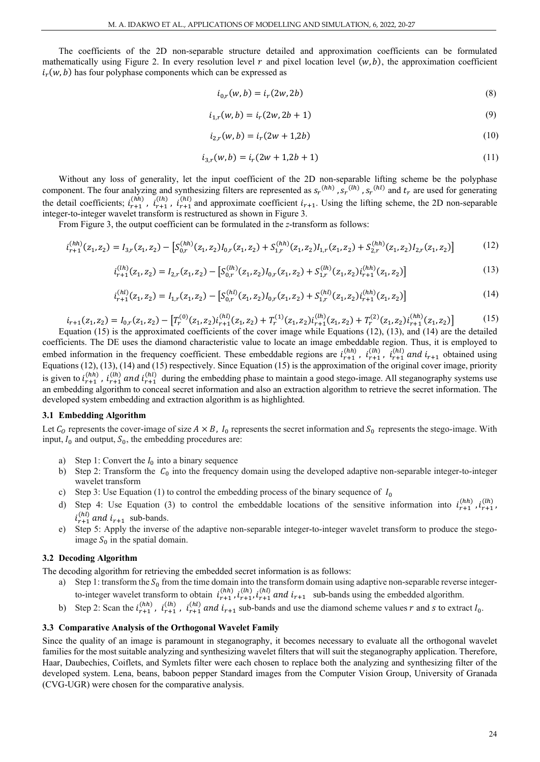The coefficients of the 2D non-separable structure detailed and approximation coefficients can be formulated mathematically using Figure 2. In every resolution level $r$ and pixel location level $(w, b)$, the approximation coefficient $i_r(w, b)$ has four polyphase components which can be expressed as

$$i_{0,r}(w, b) = i_r(2w, 2b) \tag{8}$$

$$i_{1,r}(w, b) = i_r(2w, 2b + 1) \tag{9}$$

$$i_{2,r}(w, b) = i_r(2w + 1, 2b) \tag{10}$$

$$i_{3,r}(w, b) = i_r(2w + 1, 2b + 1) \tag{11}$$

Without any loss of generality, let the input coefficient of the 2D non-separable lifting scheme be the polyphase component. The four analyzing and synthesizing filters are represented as $s_r^{(hh)}$, $s_r^{(lh)}$, $s_r^{(hl)}$ and $t_r$ are used for generating the detail coefficients; $i_{r+1}^{(hh)}$, $i_{r+1}^{(lh)}$, $i_{r+1}^{(hl)}$ and approximate coefficient $i_{r+1}$. Using the lifting scheme, the 2D non-separable integer-to-integer wavelet transform is restructured as shown in Figure 3.

From Figure 3, the output coefficient can be formulated in the *z*-transform as follows:

$$i_{r+1}^{(hh)}(z_1, z_2) = I_{3,r}(z_1, z_2) - \left[S_{0,r}^{(hh)}(z_1, z_2)I_{0,r}(z_1, z_2) + S_{1,r}^{(hh)}(z_1, z_2)I_{1,r}(z_1, z_2) + S_{2,r}^{(hh)}(z_1, z_2)I_{2,r}(z_1, z_2)\right] \tag{12}$$

$$i_{r+1}^{(lh)}(z_1, z_2) = I_{2,r}(z_1, z_2) - \left[S_{0,r}^{(lh)}(z_1, z_2)I_{0,r}(z_1, z_2) + S_{1,r}^{(lh)}(z_1, z_2)i_{r+1}^{(hh)}(z_1, z_2)\right] \tag{13}$$

$$i_{r+1}^{(hl)}(z_1, z_2) = I_{1,r}(z_1, z_2) - \left[S_{0,r}^{(hl)}(z_1, z_2)I_{0,r}(z_1, z_2) + S_{1,r}^{(hl)}(z_1, z_2)i_{r+1}^{(hh)}(z_1, z_2)\right] \tag{14}$$

$$i_{r+1}(z_1, z_2) = I_{0,r}(z_1, z_2) - \left[T_r^{(0)}(z_1, z_2)i_{r+1}^{(hl)}(z_1, z_2) + T_r^{(1)}(z_1, z_2)i_{r+1}^{(lh)}(z_1, z_2) + T_r^{(2)}(z_1, z_2)i_{r+1}^{(hh)}(z_1, z_2)\right] \tag{15}$$

Equation (15) is the approximated coefficients of the cover image while Equations (12), (13), and (14) are the detailed coefficients. The DE uses the diamond characteristic value to locate an image embeddable region. Thus, it is employed to embed information in the frequency coefficient. These embeddable regions are $i_{r+1}^{(hh)}$, $i_{r+1}^{(lh)}$, $i_{r+1}^{(hl)}$ *and* $i_{r+1}$ obtained using Equations (12), (13), (14) and (15) respectively. Since Equation (15) is the approximation of the original cover image, priority is given to $i_{r+1}^{(hh)}$, $i_{r+1}^{(lh)}$ *and* $i_{r+1}^{(hl)}$ during the embedding phase to maintain a good stego-image. All steganography systems use an embedding algorithm to conceal secret information and also an extraction algorithm to retrieve the secret information. The developed system embedding and extraction algorithm is as highlighted.

### 3.1 Embedding Algorithm

Let $C_O$ represents the cover-image of size $A \times B$, $I_0$ represents the secret information and $S_0$ represents the stego-image. With input, $I_0$ and output, $S_0$, the embedding procedures are:

a) Step 1: Convert the $I_0$ into a binary sequence
b) Step 2: Transform the $C_0$ into the frequency domain using the developed adaptive non-separable integer-to-integer wavelet transform
c) Step 3: Use Equation (1) to control the embedding process of the binary sequence of $I_0$
d) Step 4: Use Equation (3) to control the embeddable locations of the sensitive information into $i_{r+1}^{(hh)}$, $i_{r+1}^{(lh)}$, $i_{r+1}^{(hl)}$ *and* $i_{r+1}$ sub-bands.
e) Step 5: Apply the inverse of the adaptive non-separable integer-to-integer wavelet transform to produce the stego-image $S_0$ in the spatial domain.

### 3.2 Decoding Algorithm

The decoding algorithm for retrieving the embedded secret information is as follows:

a) Step 1: transform the $S_0$ from the time domain into the transform domain using adaptive non-separable reverse integer-to-integer wavelet transform to obtain $i_{r+1}^{(hh)}$, $i_{r+1}^{(lh)}$, $i_{r+1}^{(hl)}$ *and* $i_{r+1}$ sub-bands using the embedded algorithm.
b) Step 2: Scan the $i_{r+1}^{(hh)}$, $i_{r+1}^{(lh)}$, $i_{r+1}^{(hl)}$ *and* $i_{r+1}$ sub-bands and use the diamond scheme values $r$ and $s$ to extract $I_0$.

### 3.3 Comparative Analysis of the Orthogonal Wavelet Family

Since the quality of an image is paramount in steganography, it becomes necessary to evaluate all the orthogonal wavelet families for the most suitable analyzing and synthesizing wavelet filters that will suit the steganography application. Therefore, Haar, Daubechies, Coiflets, and Symlets filter were each chosen to replace both the analyzing and synthesizing filter of the developed system. Lena, beans, baboon pepper Standard images from the Computer Vision Group, University of Granada (CVG-UGR) were chosen for the comparative analysis.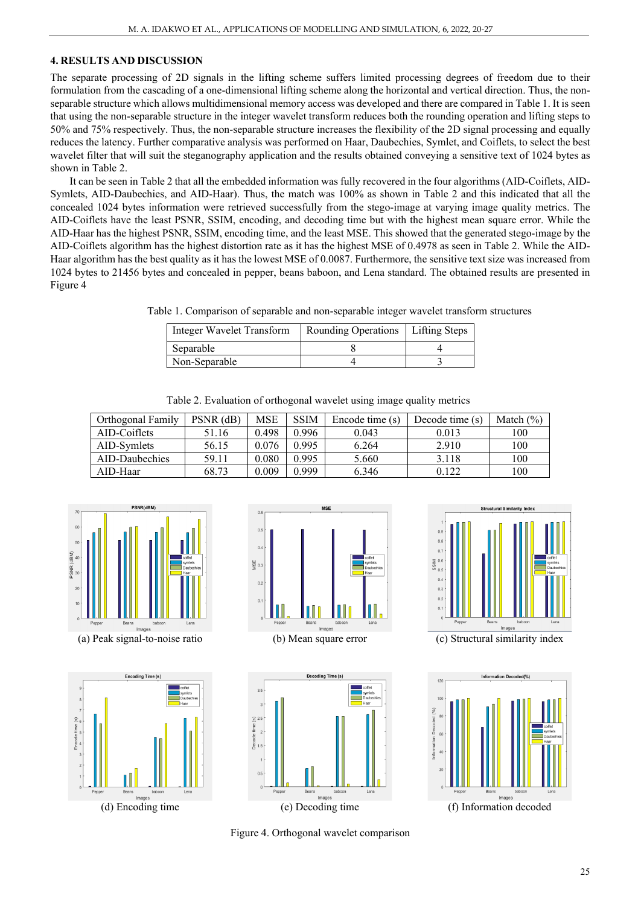## 4. RESULTS AND DISCUSSION

The separate processing of 2D signals in the lifting scheme suffers limited processing degrees of freedom due to their formulation from the cascading of a one-dimensional lifting scheme along the horizontal and vertical direction. Thus, the non-separable structure which allows multidimensional memory access was developed and there are compared in Table 1. It is seen that using the non-separable structure in the integer wavelet transform reduces both the rounding operation and lifting steps to 50% and 75% respectively. Thus, the non-separable structure increases the flexibility of the 2D signal processing and equally reduces the latency. Further comparative analysis was performed on Haar, Daubechies, Symlet, and Coiflets, to select the best wavelet filter that will suit the steganography application and the results obtained conveying a sensitive text of 1024 bytes as shown in Table 2.

It can be seen in Table 2 that all the embedded information was fully recovered in the four algorithms (AID-Coiflets, AID-Symlets, AID-Daubechies, and AID-Haar). Thus, the match was 100% as shown in Table 2 and this indicated that all the concealed 1024 bytes information were retrieved successfully from the stego-image at varying image quality metrics. The AID-Coiflets have the least PSNR, SSIM, encoding, and decoding time but with the highest mean square error. While the AID-Haar has the highest PSNR, SSIM, encoding time, and the least MSE. This showed that the generated stego-image by the AID-Coiflets algorithm has the highest distortion rate as it has the highest MSE of 0.4978 as seen in Table 2. While the AID-Haar algorithm has the best quality as it has the lowest MSE of 0.0087. Furthermore, the sensitive text size was increased from 1024 bytes to 21456 bytes and concealed in pepper, beans baboon, and Lena standard. The obtained results are presented in Figure 4

Table 1. Comparison of separable and non-separable integer wavelet transform structures

| Integer Wavelet Transform | Rounding Operations | Lifting Steps |
|---|---|---|
| Separable | 8 | 4 |
| Non-Separable | 4 | 3 |

Table 2. Evaluation of orthogonal wavelet using image quality metrics

| Orthogonal Family | PSNR (dB) | MSE | SSIM | Encode time (s) | Decode time (s) | Match (%) |
|---|---|---|---|---|---|---|
| AID-Coiflets | 51.16 | 0.498 | 0.996 | 0.043 | 0.013 | 100 |
| AID-Symlets | 56.15 | 0.076 | 0.995 | 6.264 | 2.910 | 100 |
| AID-Daubechies | 59.11 | 0.080 | 0.995 | 5.660 | 3.118 | 100 |
| AID-Haar | 68.73 | 0.009 | 0.999 | 6.346 | 0.122 | 100 |

(a) Peak signal-to-noise ratio

(b) Mean square error

(c) Structural similarity index

(d) Encoding time

(e) Decoding time

(f) Information decoded

Figure 4. Orthogonal wavelet comparison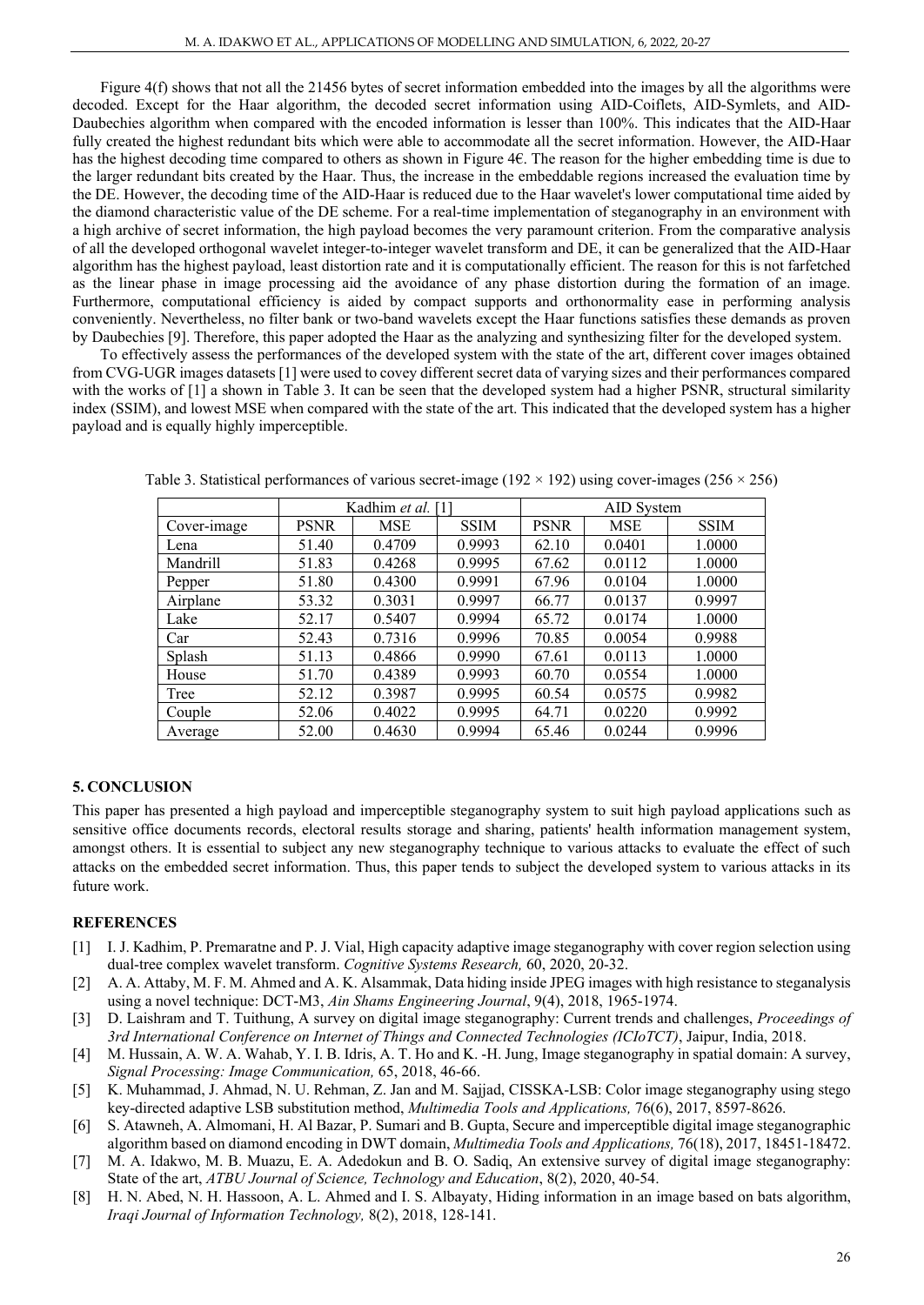Figure 4(f) shows that not all the 21456 bytes of secret information embedded into the images by all the algorithms were decoded. Except for the Haar algorithm, the decoded secret information using AID-Coiflets, AID-Symlets, and AID-Daubechies algorithm when compared with the encoded information is lesser than 100%. This indicates that the AID-Haar fully created the highest redundant bits which were able to accommodate all the secret information. However, the AID-Haar has the highest decoding time compared to others as shown in Figure 4€. The reason for the higher embedding time is due to the larger redundant bits created by the Haar. Thus, the increase in the embeddable regions increased the evaluation time by the DE. However, the decoding time of the AID-Haar is reduced due to the Haar wavelet's lower computational time aided by the diamond characteristic value of the DE scheme. For a real-time implementation of steganography in an environment with a high archive of secret information, the high payload becomes the very paramount criterion. From the comparative analysis of all the developed orthogonal wavelet integer-to-integer wavelet transform and DE, it can be generalized that the AID-Haar algorithm has the highest payload, least distortion rate and it is computationally efficient. The reason for this is not farfetched as the linear phase in image processing aid the avoidance of any phase distortion during the formation of an image. Furthermore, computational efficiency is aided by compact supports and orthonormality ease in performing analysis conveniently. Nevertheless, no filter bank or two-band wavelets except the Haar functions satisfies these demands as proven by Daubechies [9]. Therefore, this paper adopted the Haar as the analyzing and synthesizing filter for the developed system.

To effectively assess the performances of the developed system with the state of the art, different cover images obtained from CVG-UGR images datasets [1] were used to covey different secret data of varying sizes and their performances compared with the works of [1] a shown in Table 3. It can be seen that the developed system had a higher PSNR, structural similarity index (SSIM), and lowest MSE when compared with the state of the art. This indicated that the developed system has a higher payload and is equally highly imperceptible.

Table 3. Statistical performances of various secret-image (192 × 192) using cover-images (256 × 256)

| | Kadhim *et al.* [1] | | | AID System | | |
|---|---|---|---|---|---|---|
| Cover-image | PSNR | MSE | SSIM | PSNR | MSE | SSIM |
| Lena | 51.40 | 0.4709 | 0.9993 | 62.10 | 0.0401 | 1.0000 |
| Mandrill | 51.83 | 0.4268 | 0.9995 | 67.62 | 0.0112 | 1.0000 |
| Pepper | 51.80 | 0.4300 | 0.9991 | 67.96 | 0.0104 | 1.0000 |
| Airplane | 53.32 | 0.3031 | 0.9997 | 66.77 | 0.0137 | 0.9997 |
| Lake | 52.17 | 0.5407 | 0.9994 | 65.72 | 0.0174 | 1.0000 |
| Car | 52.43 | 0.7316 | 0.9996 | 70.85 | 0.0054 | 0.9988 |
| Splash | 51.13 | 0.4866 | 0.9990 | 67.61 | 0.0113 | 1.0000 |
| House | 51.70 | 0.4389 | 0.9993 | 60.70 | 0.0554 | 1.0000 |
| Tree | 52.12 | 0.3987 | 0.9995 | 60.54 | 0.0575 | 0.9982 |
| Couple | 52.06 | 0.4022 | 0.9995 | 64.71 | 0.0220 | 0.9992 |
| Average | 52.00 | 0.4630 | 0.9994 | 65.46 | 0.0244 | 0.9996 |

## 5. CONCLUSION

This paper has presented a high payload and imperceptible steganography system to suit high payload applications such as sensitive office documents records, electoral results storage and sharing, patients' health information management system, amongst others. It is essential to subject any new steganography technique to various attacks to evaluate the effect of such attacks on the embedded secret information. Thus, this paper tends to subject the developed system to various attacks in its future work.

## REFERENCES

[1] I. J. Kadhim, P. Premaratne and P. J. Vial, High capacity adaptive image steganography with cover region selection using dual-tree complex wavelet transform. *Cognitive Systems Research,* 60, 2020, 20-32.

[2] A. A. Attaby, M. F. M. Ahmed and A. K. Alsammak, Data hiding inside JPEG images with high resistance to steganalysis using a novel technique: DCT-M3, *Ain Shams Engineering Journal*, 9(4), 2018, 1965-1974.

[3] D. Laishram and T. Tuithung, A survey on digital image steganography: Current trends and challenges, *Proceedings of 3rd International Conference on Internet of Things and Connected Technologies (ICIoTCT)*, Jaipur, India, 2018.

[4] M. Hussain, A. W. A. Wahab, Y. I. B. Idris, A. T. Ho and K. -H. Jung, Image steganography in spatial domain: A survey, *Signal Processing: Image Communication,* 65, 2018, 46-66.

[5] K. Muhammad, J. Ahmad, N. U. Rehman, Z. Jan and M. Sajjad, CISSKA-LSB: Color image steganography using stego key-directed adaptive LSB substitution method, *Multimedia Tools and Applications,* 76(6), 2017, 8597-8626.

[6] S. Atawneh, A. Almomani, H. Al Bazar, P. Sumari and B. Gupta, Secure and imperceptible digital image steganographic algorithm based on diamond encoding in DWT domain, *Multimedia Tools and Applications,* 76(18), 2017, 18451-18472.

[7] M. A. Idakwo, M. B. Muazu, E. A. Adedokun and B. O. Sadiq, An extensive survey of digital image steganography: State of the art, *ATBU Journal of Science, Technology and Education*, 8(2), 2020, 40-54.

[8] H. N. Abed, N. H. Hassoon, A. L. Ahmed and I. S. Albayaty, Hiding information in an image based on bats algorithm, *Iraqi Journal of Information Technology,* 8(2), 2018, 128-141.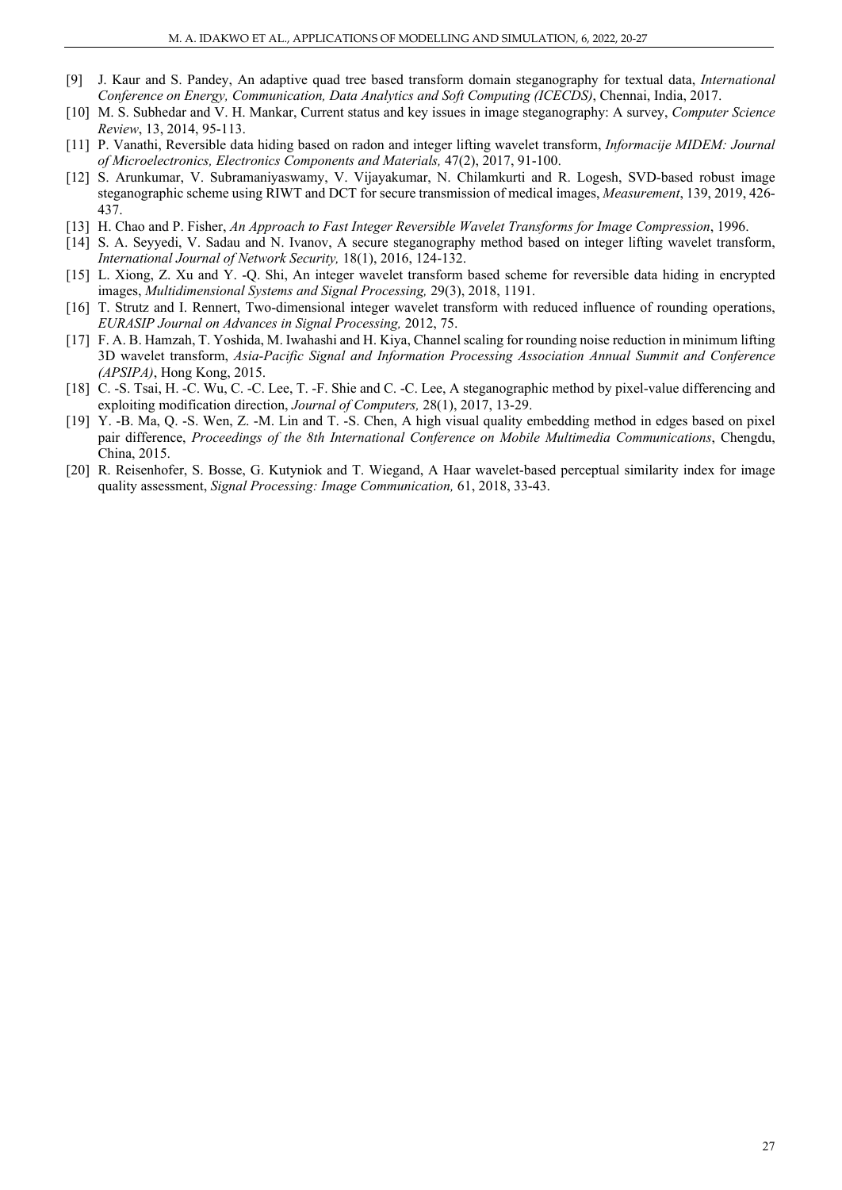[9] J. Kaur and S. Pandey, An adaptive quad tree based transform domain steganography for textual data, *International Conference on Energy, Communication, Data Analytics and Soft Computing (ICECDS)*, Chennai, India, 2017.

[10] M. S. Subhedar and V. H. Mankar, Current status and key issues in image steganography: A survey, *Computer Science Review*, 13, 2014, 95-113.

[11] P. Vanathi, Reversible data hiding based on radon and integer lifting wavelet transform, *Informacije MIDEM: Journal of Microelectronics, Electronics Components and Materials,* 47(2), 2017, 91-100.

[12] S. Arunkumar, V. Subramaniyaswamy, V. Vijayakumar, N. Chilamkurti and R. Logesh, SVD-based robust image steganographic scheme using RIWT and DCT for secure transmission of medical images, *Measurement*, 139, 2019, 426-437.

[13] H. Chao and P. Fisher, *An Approach to Fast Integer Reversible Wavelet Transforms for Image Compression*, 1996.

[14] S. A. Seyyedi, V. Sadau and N. Ivanov, A secure steganography method based on integer lifting wavelet transform, *International Journal of Network Security,* 18(1), 2016, 124-132.

[15] L. Xiong, Z. Xu and Y. -Q. Shi, An integer wavelet transform based scheme for reversible data hiding in encrypted images, *Multidimensional Systems and Signal Processing,* 29(3), 2018, 1191.

[16] T. Strutz and I. Rennert, Two-dimensional integer wavelet transform with reduced influence of rounding operations, *EURASIP Journal on Advances in Signal Processing,* 2012, 75.

[17] F. A. B. Hamzah, T. Yoshida, M. Iwahashi and H. Kiya, Channel scaling for rounding noise reduction in minimum lifting 3D wavelet transform, *Asia-Pacific Signal and Information Processing Association Annual Summit and Conference (APSIPA)*, Hong Kong, 2015.

[18] C. -S. Tsai, H. -C. Wu, C. -C. Lee, T. -F. Shie and C. -C. Lee, A steganographic method by pixel-value differencing and exploiting modification direction, *Journal of Computers,* 28(1), 2017, 13-29.

[19] Y. -B. Ma, Q. -S. Wen, Z. -M. Lin and T. -S. Chen, A high visual quality embedding method in edges based on pixel pair difference, *Proceedings of the 8th International Conference on Mobile Multimedia Communications*, Chengdu, China, 2015.

[20] R. Reisenhofer, S. Bosse, G. Kutyniok and T. Wiegand, A Haar wavelet-based perceptual similarity index for image quality assessment, *Signal Processing: Image Communication,* 61, 2018, 33-43.